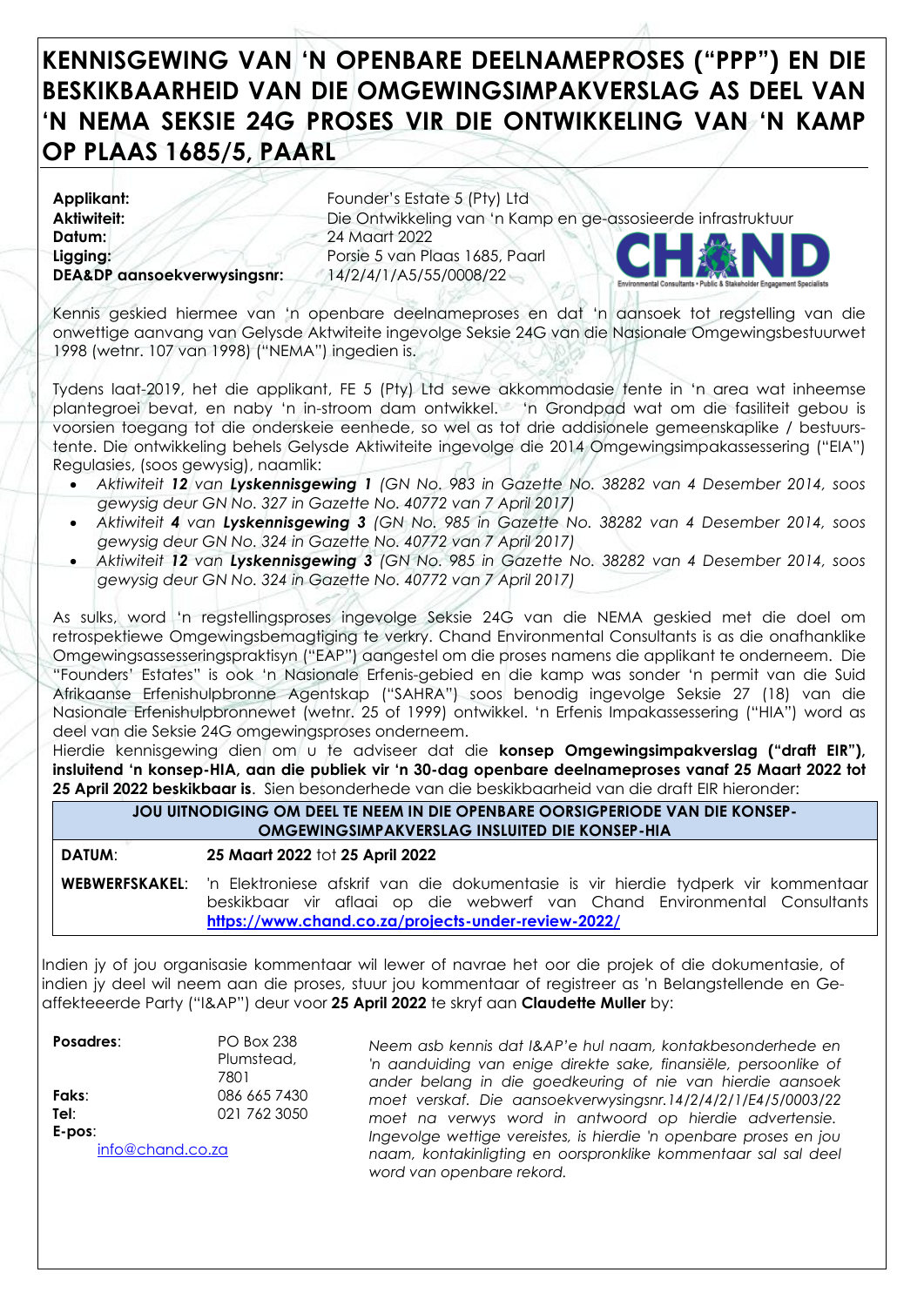# KENNISGEWING VAN 'N OPENBARE DEELNAMEPROSES ("PPP") EN DIE BESKIKBAARHEID VAN DIE OMGEWINGSIMPAKVERSLAG AS DEEL VAN 'N NEMA SEKSIE 24G PROSES VIR DIE ONTWIKKELING VAN 'N KAMP OP PLAAS 1685/5, PAARL

**Applikant:** Founder's Estate 5 (Pty) Ltd
**Aktiwiteit:** Die Ontwikkeling van 'n Kamp en ge-assosieerde infrastruktuur
**Datum:** 24 Maart 2022
**Ligging:** Porsie 5 van Plaas 1685, Paarl
**DEA&DP aansoekverwysingsnr:** 14/2/4/1/A5/55/0008/22

Kennis geskied hiermee van 'n openbare deelnameproses en dat 'n aansoek tot regstelling van die onwettige aanvang van Gelysde Aktiwiteite ingevolge Seksie 24G van die Nasionale Omgewingsbestuurwet 1998 (wetnr. 107 van 1998) ("NEMA") ingedien is.

Tydens laat-2019, het die applikant, FE 5 (Pty) Ltd sewe akkommodasie tente in 'n area wat inheemse plantegroei bevat, en naby 'n in-stroom dam ontwikkel. 'n Grondpad wat om die fasiliteit gebou is voorsien toegang tot die onderskeie eenhede, so wel as tot drie addisionele gemeenskaplike / bestuurstente. Die ontwikkeling behels Gelysde Aktiwiteite ingevolge die 2014 Omgewingsimpakassessering ("EIA") Regulasies, (soos gewysig), naamlik:

- *Aktiwiteit **12** van **Lyskennisgewing 1** (GN No. 983 in Gazette No. 38282 van 4 Desember 2014, soos gewysig deur GN No. 327 in Gazette No. 40772 van 7 April 2017)*
- *Aktiwiteit **4** van **Lyskennisgewing 3** (GN No. 985 in Gazette No. 38282 van 4 Desember 2014, soos gewysig deur GN No. 324 in Gazette No. 40772 van 7 April 2017)*
- *Aktiwiteit **12** van **Lyskennisgewing 3** (GN No. 985 in Gazette No. 38282 van 4 Desember 2014, soos gewysig deur GN No. 324 in Gazette No. 40772 van 7 April 2017)*

As sulks, word 'n regstellingsproses ingevolge Seksie 24G van die NEMA geskied met die doel om retrospektiewe Omgewingsbemagtiging te verkry. Chand Environmental Consultants is as die onafhanklike Omgewingsassesseringspraktisyn ("EAP") aangestel om die proses namens die applikant te onderneem. Die "Founders' Estates" is ook 'n Nasionale Erfenis-gebied en die kamp was sonder 'n permit van die Suid Afrikaanse Erfenishulpbronne Agentskap ("SAHRA") soos benodig ingevolge Seksie 27 (18) van die Nasionale Erfenishulpbronnewet (wetnr. 25 of 1999) ontwikkel. 'n Erfenis Impakassessering ("HIA") word as deel van die Seksie 24G omgewingsproses onderneem.

Hierdie kennisgewing dien om u te adviseer dat die **konsep Omgewingsimpakverslag ("draft EIR"), insluitend 'n konsep-HIA, aan die publiek vir 'n 30-dag openbare deelnameproses vanaf 25 Maart 2022 tot 25 April 2022 beskikbaar is**. Sien besonderhede van die beskikbaarheid van die draft EIR hieronder:

| JOU UITNODIGING OM DEEL TE NEEM IN DIE OPENBARE OORSIGPERIODE VAN DIE KONSEP-OMGEWINGSIMPAKVERSLAG INSLUITED DIE KONSEP-HIA | |
|---|---|
| **DATUM**: | **25 Maart 2022** tot **25 April 2022** |
| **WEBWERFSKAKEL**: | 'n Elektroniese afskrif van die dokumentasie is vir hierdie tydperk vir kommentaar beskikbaar vir aflaai op die webwerf van Chand Environmental Consultants **https://www.chand.co.za/projects-under-review-2022/** |

Indien jy of jou organisasie kommentaar wil lewer of navrae het oor die projek of die dokumentasie, of indien jy deel wil neem aan die proses, stuur jou kommentaar of registreer as 'n Belangstellende en Geaffekteeerde Party ("I&AP") deur voor **25 April 2022** te skryf aan **Claudette Muller** by:

**Posadres**: PO Box 238 Plumstead, 7801
**Faks**: 086 665 7430
**Tel**: 021 762 3050
**E-pos**: info@chand.co.za

*Neem asb kennis dat I&AP'e hul naam, kontakbesonderhede en 'n aanduiding van enige direkte sake, finansiële, persoonlike of ander belang in die goedkeuring of nie van hierdie aansoek moet verskaf. Die aansoekverwysingsnr.14/2/4/2/1/E4/5/0003/22 moet na verwys word in antwoord op hierdie advertensie. Ingevolge wettige vereistes, is hierdie 'n openbare proses en jou naam, kontakinligting en oorspronklike kommentaar sal sal deel word van openbare rekord.*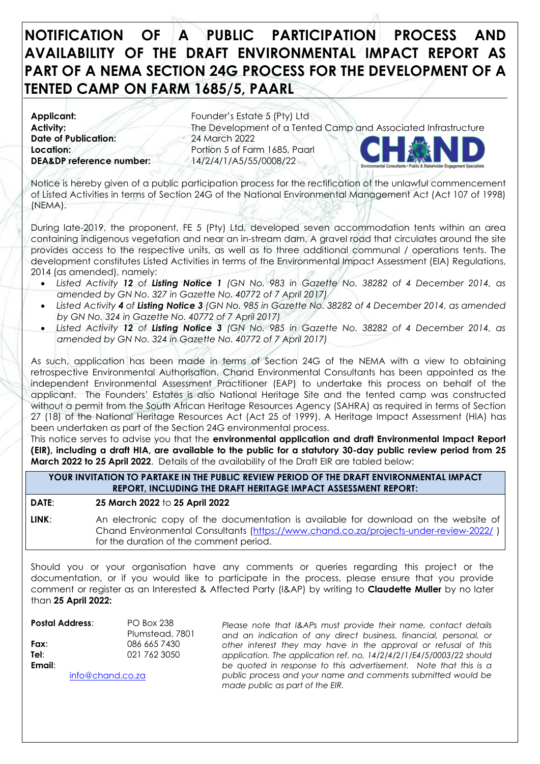# NOTIFICATION OF A PUBLIC PARTICIPATION PROCESS AND AVAILABILITY OF THE DRAFT ENVIRONMENTAL IMPACT REPORT AS PART OF A NEMA SECTION 24G PROCESS FOR THE DEVELOPMENT OF A TENTED CAMP ON FARM 1685/5, PAARL

| | |
|---|---|
| **Applicant:** | Founder's Estate 5 (Pty) Ltd |
| **Activity:** | The Development of a Tented Camp and Associated Infrastructure |
| **Date of Publication:** | 24 March 2022 |
| **Location:** | Portion 5 of Farm 1685, Paarl |
| **DEA&DP reference number:** | 14/2/4/1/A5/55/0008/22 |

CHAND
Environmental Consultants • Public & Stakeholder Engagement Specialists

Notice is hereby given of a public participation process for the rectification of the unlawful commencement of Listed Activities in terms of Section 24G of the National Environmental Management Act (Act 107 of 1998) (NEMA).

During late-2019, the proponent, FE 5 (Pty) Ltd, developed seven accommodation tents within an area containing indigenous vegetation and near an in-stream dam. A gravel road that circulates around the site provides access to the respective units, as well as to three additional communal / operations tents. The development constitutes Listed Activities in terms of the Environmental Impact Assessment (EIA) Regulations, 2014 (as amended), namely:

- *Listed Activity **12** of **Listing Notice 1** (GN No. 983 in Gazette No. 38282 of 4 December 2014, as amended by GN No. 327 in Gazette No. 40772 of 7 April 2017)*
- *Listed Activity **4** of **Listing Notice 3** (GN No. 985 in Gazette No. 38282 of 4 December 2014, as amended by GN No. 324 in Gazette No. 40772 of 7 April 2017)*
- *Listed Activity **12** of **Listing Notice 3** (GN No. 985 in Gazette No. 38282 of 4 December 2014, as amended by GN No. 324 in Gazette No. 40772 of 7 April 2017)*

As such, application has been made in terms of Section 24G of the NEMA with a view to obtaining retrospective Environmental Authorisation. Chand Environmental Consultants has been appointed as the independent Environmental Assessment Practitioner (EAP) to undertake this process on behalf of the applicant. The Founders' Estates is also National Heritage Site and the tented camp was constructed without a permit from the South African Heritage Resources Agency (SAHRA) as required in terms of Section 27 (18) of the National Heritage Resources Act (Act 25 of 1999). A Heritage Impact Assessment (HIA) has been undertaken as part of the Section 24G environmental process.

This notice serves to advise you that the **environmental application and draft Environmental Impact Report (EIR), including a draft HIA, are available to the public for a statutory 30-day public review period from 25 March 2022 to 25 April 2022**. Details of the availability of the Draft EIR are tabled below:

| **YOUR INVITATION TO PARTAKE IN THE PUBLIC REVIEW PERIOD OF THE DRAFT ENVIRONMENTAL IMPACT REPORT, INCLUDING THE DRAFT HERITAGE IMPACT ASSESSMENT REPORT:** | |
|---|---|
| **DATE**: | **25 March 2022** to **25 April 2022** |
| **LINK**: | An electronic copy of the documentation is available for download on the website of Chand Environmental Consultants (https://www.chand.co.za/projects-under-review-2022/ ) for the duration of the comment period. |

Should you or your organisation have any comments or queries regarding this project or the documentation, or if you would like to participate in the process, please ensure that you provide comment or register as an Interested & Affected Party (I&AP) by writing to **Claudette Muller** by no later than **25 April 2022:**

| | |
|---|---|
| **Postal Address**: | PO Box 238 Plumstead, 7801 |
| **Fax**: | 086 665 7430 |
| **Tel**: | 021 762 3050 |
| **Email**: | info@chand.co.za |

*Please note that I&APs must provide their name, contact details and an indication of any direct business, financial, personal, or other interest they may have in the approval or refusal of this application. The application ref. no, 14/2/4/2/1/E4/5/0003/22 should be quoted in response to this advertisement. Note that this is a public process and your name and comments submitted would be made public as part of the EIR.*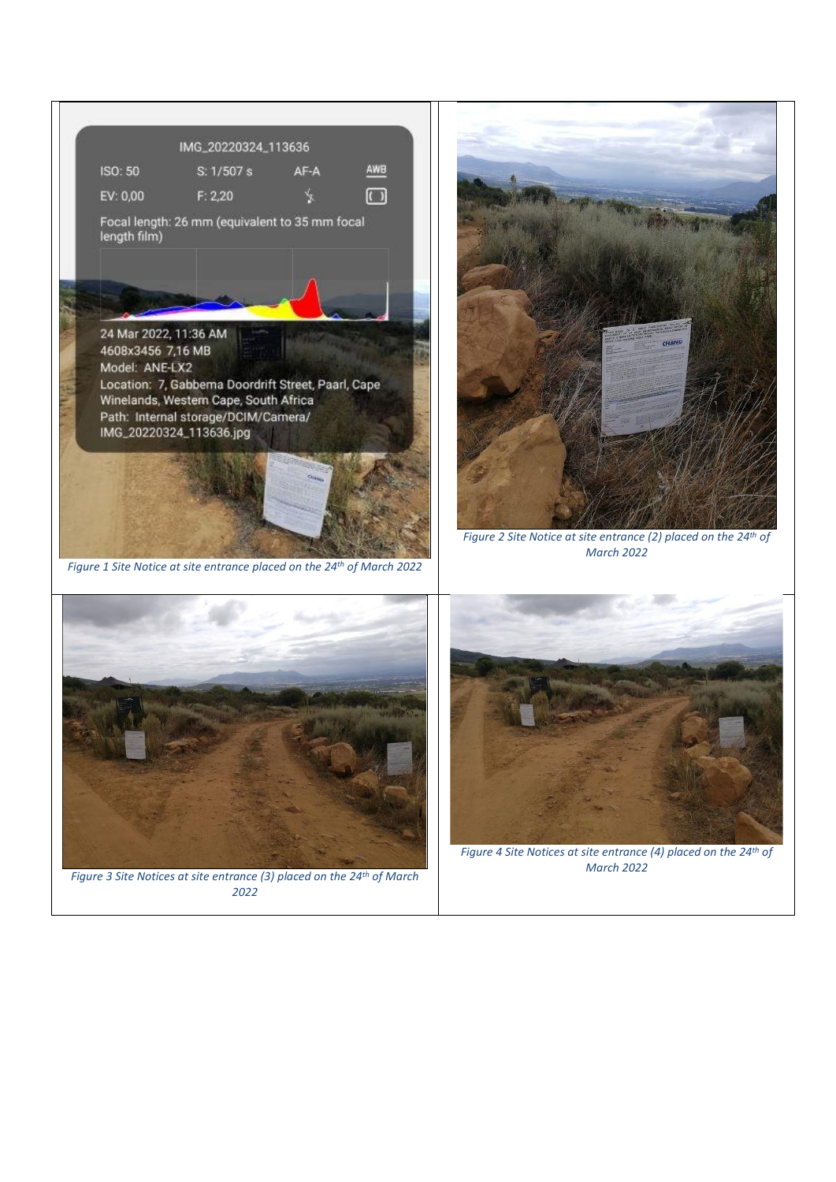*Figure 1 Site Notice at site entrance placed on the 24th of March 2022*

*Figure 2 Site Notice at site entrance (2) placed on the 24th of March 2022*

*Figure 3 Site Notices at site entrance (3) placed on the 24th of March 2022*

*Figure 4 Site Notices at site entrance (4) placed on the 24th of March 2022*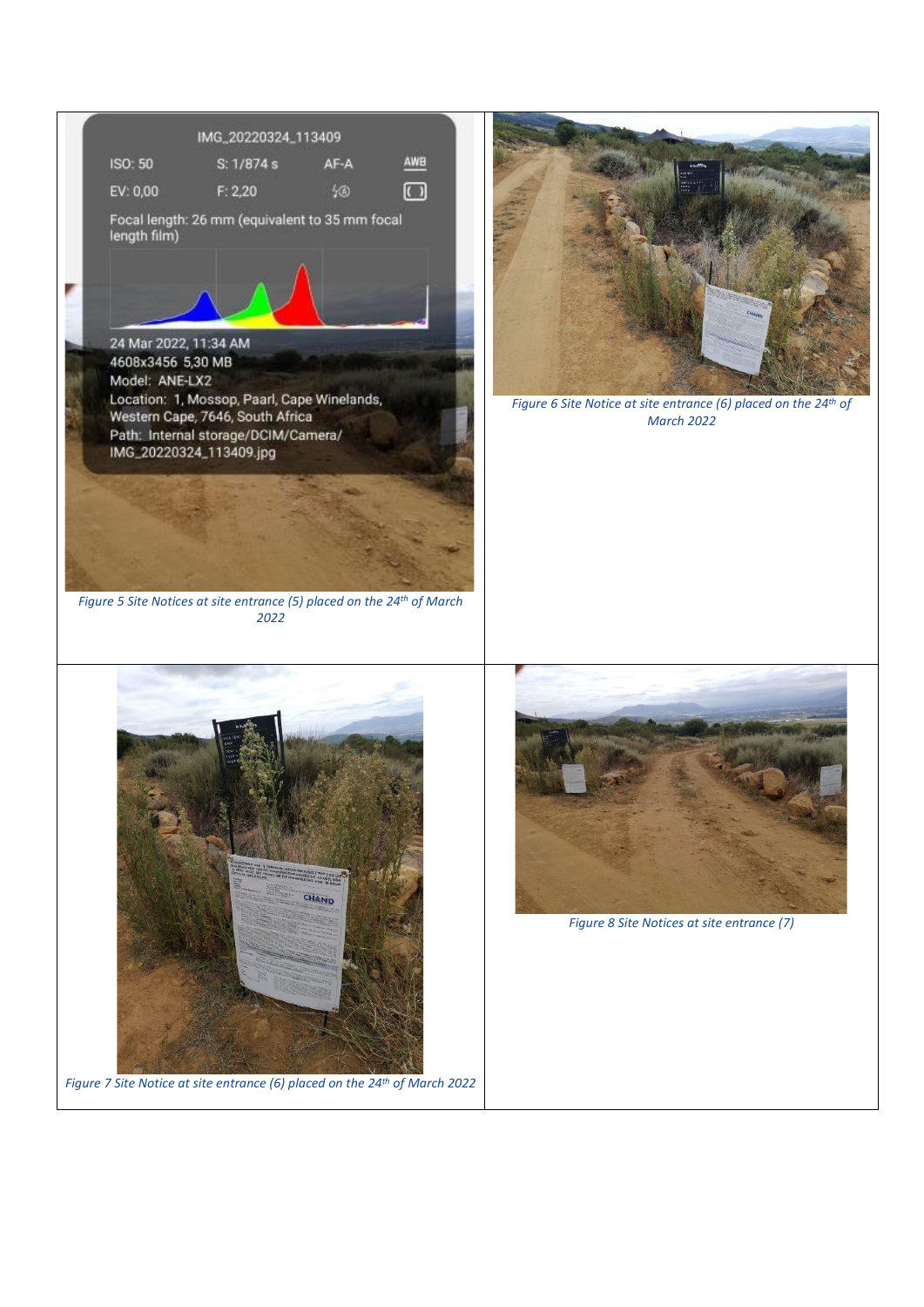Figure 5 Site Notices at site entrance (5) placed on the 24th of March 2022

Figure 6 Site Notice at site entrance (6) placed on the 24th of March 2022

Figure 7 Site Notice at site entrance (6) placed on the 24th of March 2022

Figure 8 Site Notices at site entrance (7)